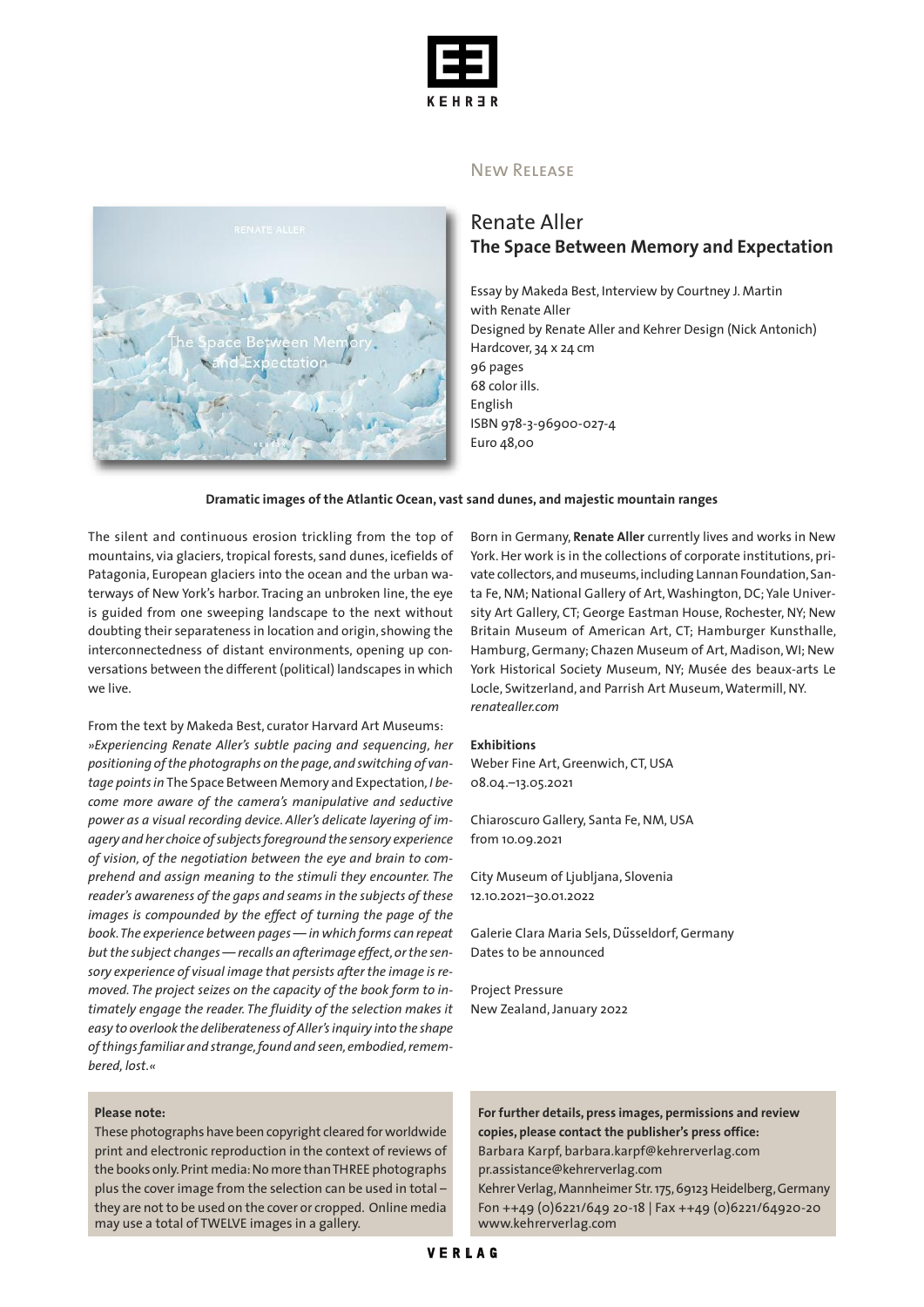KEHRER

New Release

# Renate Aller
## The Space Between Memory and Expectation

Essay by Makeda Best, Interview by Courtney J. Martin with Renate Aller
Designed by Renate Aller and Kehrer Design (Nick Antonich)
Hardcover, 34 x 24 cm
96 pages
68 color ills.
English
ISBN 978-3-96900-027-4
Euro 48,00

**Dramatic images of the Atlantic Ocean, vast sand dunes, and majestic mountain ranges**

The silent and continuous erosion trickling from the top of mountains, via glaciers, tropical forests, sand dunes, icefields of Patagonia, European glaciers into the ocean and the urban waterways of New York's harbor. Tracing an unbroken line, the eye is guided from one sweeping landscape to the next without doubting their separateness in location and origin, showing the interconnectedness of distant environments, opening up conversations between the different (political) landscapes in which we live.

From the text by Makeda Best, curator Harvard Art Museums:
*»Experiencing Renate Aller's subtle pacing and sequencing, her positioning of the photographs on the page, and switching of vantage points in* The Space Between Memory and Expectation*, I become more aware of the camera's manipulative and seductive power as a visual recording device. Aller's delicate layering of imagery and her choice of subjects foreground the sensory experience of vision, of the negotiation between the eye and brain to comprehend and assign meaning to the stimuli they encounter. The reader's awareness of the gaps and seams in the subjects of these images is compounded by the effect of turning the page of the book. The experience between pages — in which forms can repeat but the subject changes — recalls an afterimage effect, or the sensory experience of visual image that persists after the image is removed. The project seizes on the capacity of the book form to intimately engage the reader. The fluidity of the selection makes it easy to overlook the deliberateness of Aller's inquiry into the shape of things familiar and strange, found and seen, embodied, remembered, lost.«*

Born in Germany, **Renate Aller** currently lives and works in New York. Her work is in the collections of corporate institutions, private collectors, and museums, including Lannan Foundation, Santa Fe, NM; National Gallery of Art, Washington, DC; Yale University Art Gallery, CT; George Eastman House, Rochester, NY; New Britain Museum of American Art, CT; Hamburger Kunsthalle, Hamburg, Germany; Chazen Museum of Art, Madison, WI; New York Historical Society Museum, NY; Musée des beaux-arts Le Locle, Switzerland, and Parrish Art Museum, Watermill, NY.
*renatealler.com*

**Exhibitions**

Weber Fine Art, Greenwich, CT, USA
08.04.–13.05.2021

Chiaroscuro Gallery, Santa Fe, NM, USA
from 10.09.2021

City Museum of Ljubljana, Slovenia
12.10.2021–30.01.2022

Galerie Clara Maria Sels, Düsseldorf, Germany
Dates to be announced

Project Pressure
New Zealand, January 2022

**Please note:**
These photographs have been copyright cleared for worldwide print and electronic reproduction in the context of reviews of the books only. Print media: No more than THREE photographs plus the cover image from the selection can be used in total – they are not to be used on the cover or cropped. Online media may use a total of TWELVE images in a gallery.

**For further details, press images, permissions and review copies, please contact the publisher's press office:**
Barbara Karpf, barbara.karpf@kehrerverlag.com
pr.assistance@kehrerverlag.com
Kehrer Verlag, Mannheimer Str. 175, 69123 Heidelberg, Germany
Fon ++49 (0)6221/649 20-18 | Fax ++49 (0)6221/64920-20
www.kehrerverlag.com

VERLAG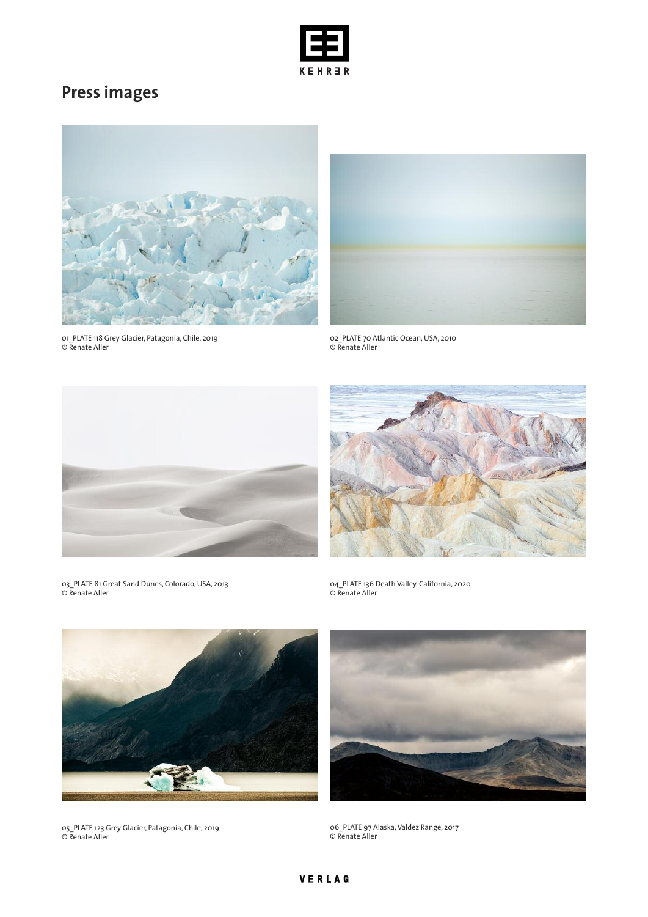# Press images

01_PLATE 118 Grey Glacier, Patagonia, Chile, 2019
© Renate Aller

02_PLATE 70 Atlantic Ocean, USA, 2010
© Renate Aller

03_PLATE 81 Great Sand Dunes, Colorado, USA, 2013
© Renate Aller

04_PLATE 136 Death Valley, California, 2020
© Renate Aller

05_PLATE 123 Grey Glacier, Patagonia, Chile, 2019
© Renate Aller

06_PLATE 97 Alaska, Valdez Range, 2017
© Renate Aller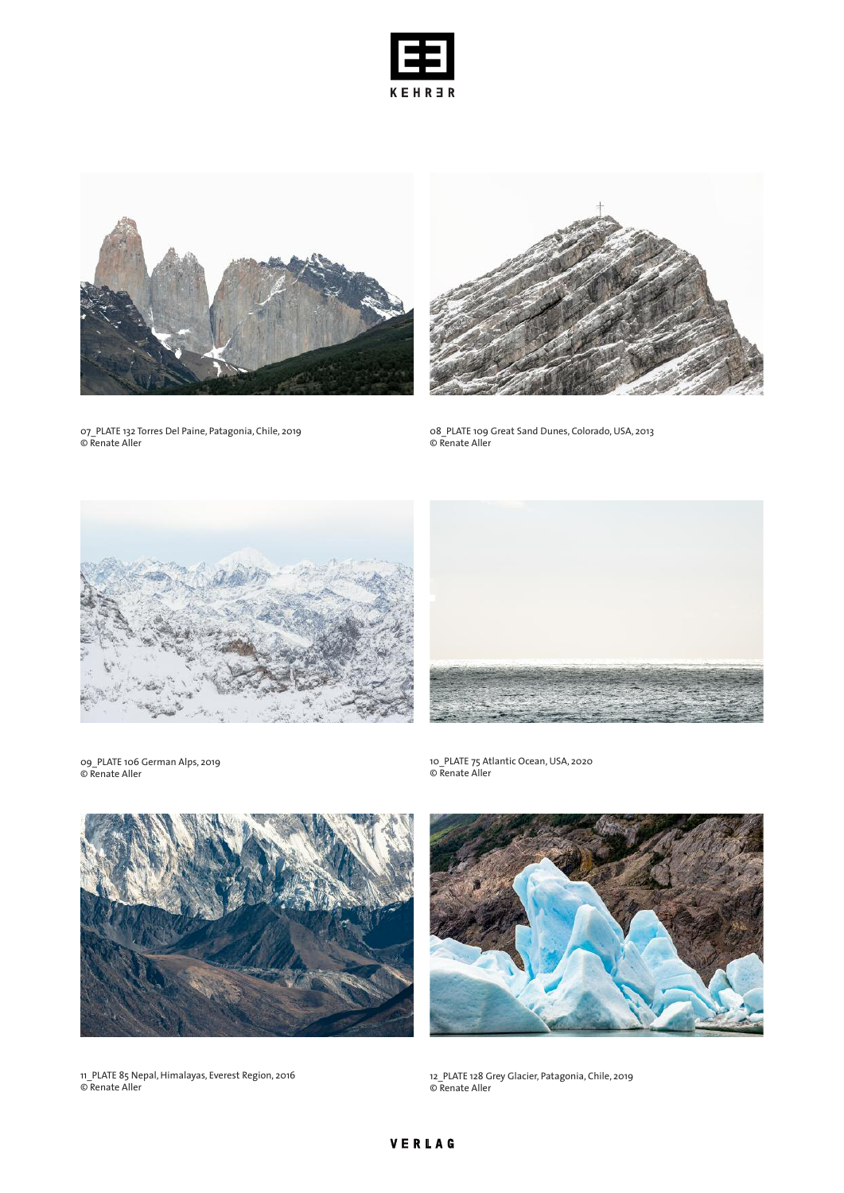07_PLATE 132 Torres Del Paine, Patagonia, Chile, 2019
© Renate Aller

08_PLATE 109 Great Sand Dunes, Colorado, USA, 2013
© Renate Aller

09_PLATE 106 German Alps, 2019
© Renate Aller

10_PLATE 75 Atlantic Ocean, USA, 2020
© Renate Aller

11_PLATE 85 Nepal, Himalayas, Everest Region, 2016
© Renate Aller

12_PLATE 128 Grey Glacier, Patagonia, Chile, 2019
© Renate Aller